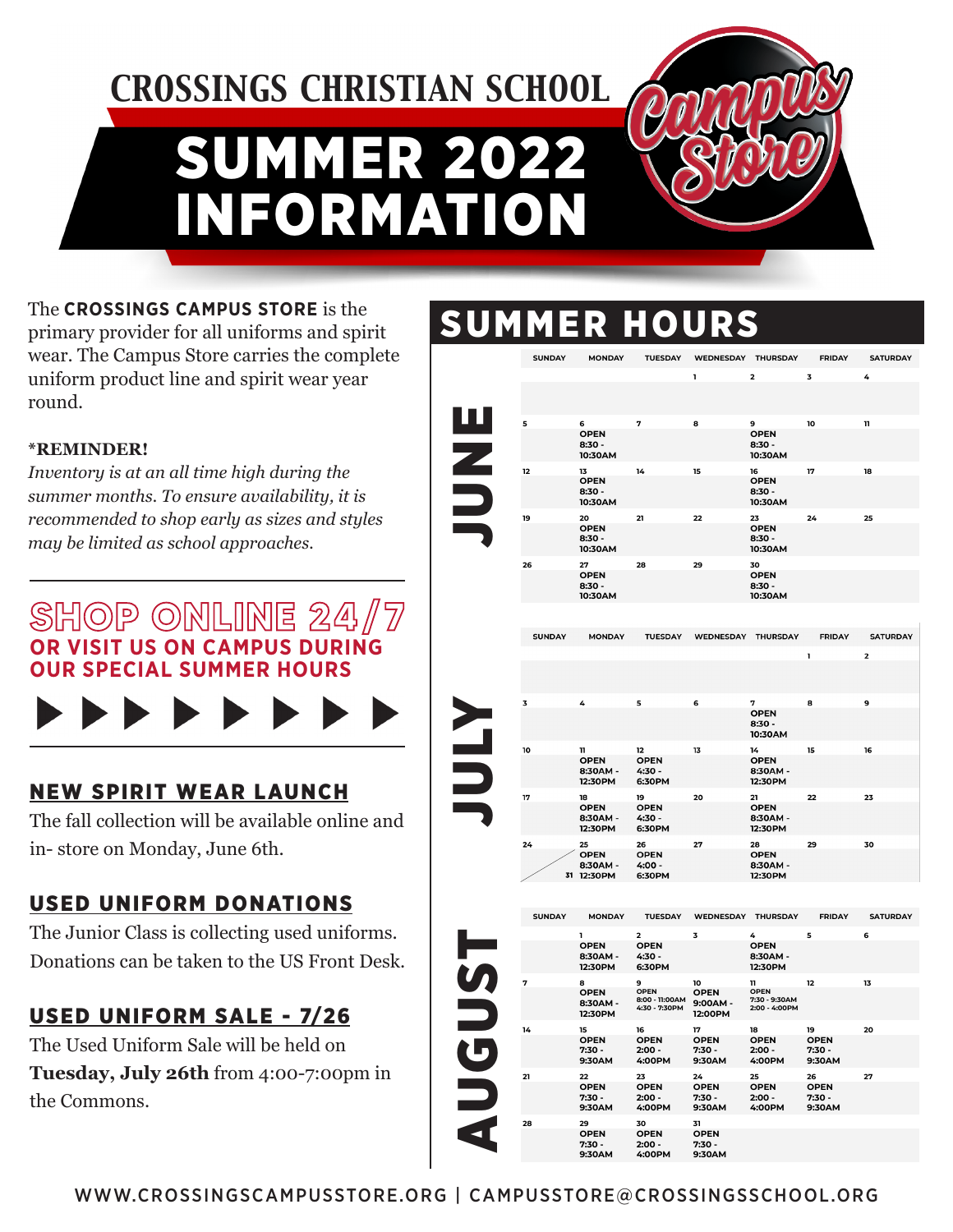# CROSSINGS CHRISTIAN SCHOOL

# SUMMER 2022 INFORMATION

Campus Store

The **CROSSINGS CAMPUS STORE** is the primary provider for all uniforms and spirit wear. The Campus Store carries the complete uniform product line and spirit wear year round.

**\*REMINDER!**

*Inventory is at an all time high during the summer months. To ensure availability, it is recommended to shop early as sizes and styles may be limited as school approaches.*

## SHOP ONLINE 24/7

**OR VISIT US ON CAMPUS DURING OUR SPECIAL SUMMER HOURS**

## NEW SPIRIT WEAR LAUNCH

The fall collection will be available online and in- store on Monday, June 6th.

## USED UNIFORM DONATIONS

The Junior Class is collecting used uniforms. Donations can be taken to the US Front Desk.

## USED UNIFORM SALE - 7/26

The Used Uniform Sale will be held on **Tuesday, July 26th** from 4:00-7:00pm in the Commons.

## SUMMER HOURS

### JUNE

| SUNDAY | MONDAY | TUESDAY | WEDNESDAY | THURSDAY | FRIDAY | SATURDAY |
|---|---|---|---|---|---|---|
| | | | 1 | 2 | 3 | 4 |
| 5 | 6 OPEN 8:30 - 10:30AM | 7 | 8 | 9 OPEN 8:30 - 10:30AM | 10 | 11 |
| 12 | 13 OPEN 8:30 - 10:30AM | 14 | 15 | 16 OPEN 8:30 - 10:30AM | 17 | 18 |
| 19 | 20 OPEN 8:30 - 10:30AM | 21 | 22 | 23 OPEN 8:30 - 10:30AM | 24 | 25 |
| 26 | 27 OPEN 8:30 - 10:30AM | 28 | 29 | 30 OPEN 8:30 - 10:30AM | | |

### JULY

| SUNDAY | MONDAY | TUESDAY | WEDNESDAY | THURSDAY | FRIDAY | SATURDAY |
|---|---|---|---|---|---|---|
| | | | | | 1 | 2 |
| 3 | 4 | 5 | 6 | 7 OPEN 8:30 - 10:30AM | 8 | 9 |
| 10 | 11 OPEN 8:30AM - 12:30PM | 12 OPEN 4:30 - 6:30PM | 13 | 14 OPEN 8:30AM - 12:30PM | 15 | 16 |
| 17 | 18 OPEN 8:30AM - 12:30PM | 19 OPEN 4:30 - 6:30PM | 20 | 21 OPEN 8:30AM - 12:30PM | 22 | 23 |
| 24 | 25 / 31 OPEN 8:30AM - 12:30PM | 26 OPEN 4:00 - 6:30PM | 27 | 28 OPEN 8:30AM - 12:30PM | 29 | 30 |

### AUGUST

| SUNDAY | MONDAY | TUESDAY | WEDNESDAY | THURSDAY | FRIDAY | SATURDAY |
|---|---|---|---|---|---|---|
| | 1 OPEN 8:30AM - 12:30PM | 2 OPEN 4:30 - 6:30PM | 3 | 4 OPEN 8:30AM - 12:30PM | 5 | 6 |
| 7 | 8 OPEN 8:30AM - 12:30PM | 9 OPEN 8:00 - 11:00AM 4:30 - 7:30PM | 10 OPEN 9:00AM - 12:00PM | 11 OPEN 7:30 - 9:30AM 2:00 - 4:00PM | 12 | 13 |
| 14 | 15 OPEN 7:30 - 9:30AM | 16 OPEN 2:00 - 4:00PM | 17 OPEN 7:30 - 9:30AM | 18 OPEN 2:00 - 4:00PM | 19 OPEN 7:30 - 9:30AM | 20 |
| 21 | 22 OPEN 7:30 - 9:30AM | 23 OPEN 2:00 - 4:00PM | 24 OPEN 7:30 - 9:30AM | 25 OPEN 2:00 - 4:00PM | 26 OPEN 7:30 - 9:30AM | 27 |
| 28 | 29 OPEN 7:30 - 9:30AM | 30 OPEN 2:00 - 4:00PM | 31 OPEN 7:30 - 9:30AM | | | |

WWW.CROSSINGSCAMPUSSTORE.ORG | CAMPUSSTORE@CROSSINGSSCHOOL.ORG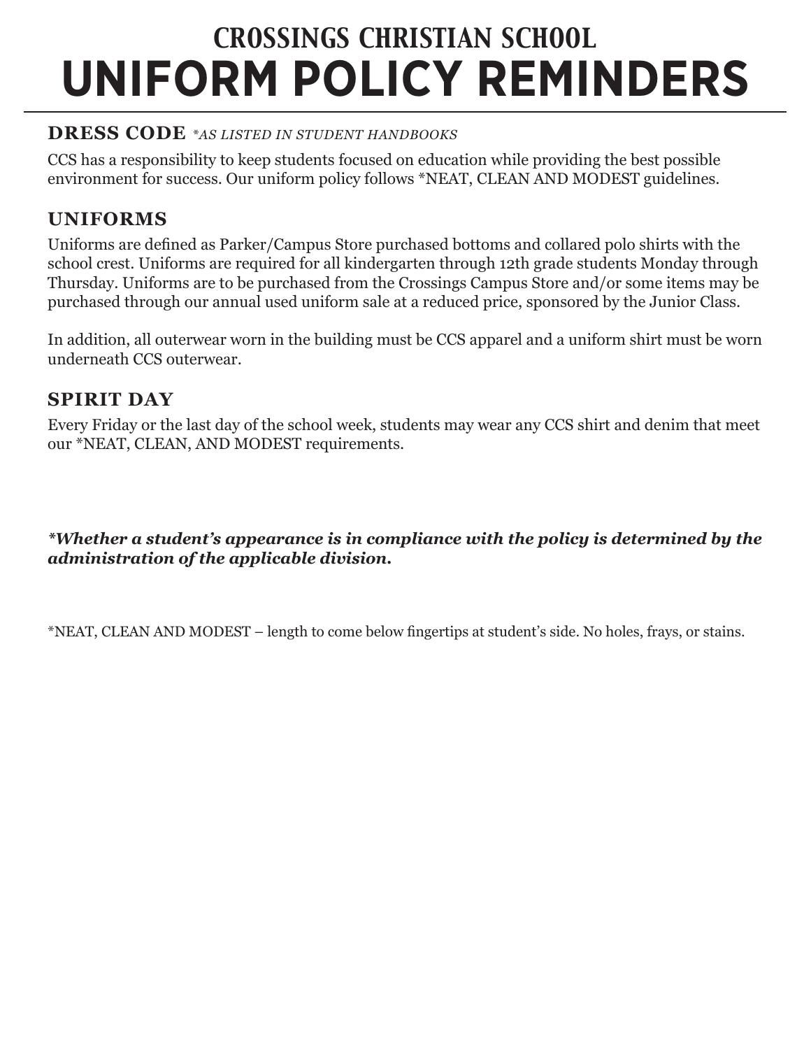# CROSSINGS CHRISTIAN SCHOOL
# UNIFORM POLICY REMINDERS

## DRESS CODE *\*AS LISTED IN STUDENT HANDBOOKS*

CCS has a responsibility to keep students focused on education while providing the best possible environment for success. Our uniform policy follows *NEAT, CLEAN AND MODEST guidelines.

## UNIFORMS

Uniforms are defined as Parker/Campus Store purchased bottoms and collared polo shirts with the school crest. Uniforms are required for all kindergarten through 12th grade students Monday through Thursday. Uniforms are to be purchased from the Crossings Campus Store and/or some items may be purchased through our annual used uniform sale at a reduced price, sponsored by the Junior Class.

In addition, all outerwear worn in the building must be CCS apparel and a uniform shirt must be worn underneath CCS outerwear.

## SPIRIT DAY

Every Friday or the last day of the school week, students may wear any CCS shirt and denim that meet our *NEAT, CLEAN, AND MODEST requirements.

***Whether a student's appearance is in compliance with the policy is determined by the administration of the applicable division.***

*NEAT, CLEAN AND MODEST – length to come below fingertips at student's side. No holes, frays, or stains.